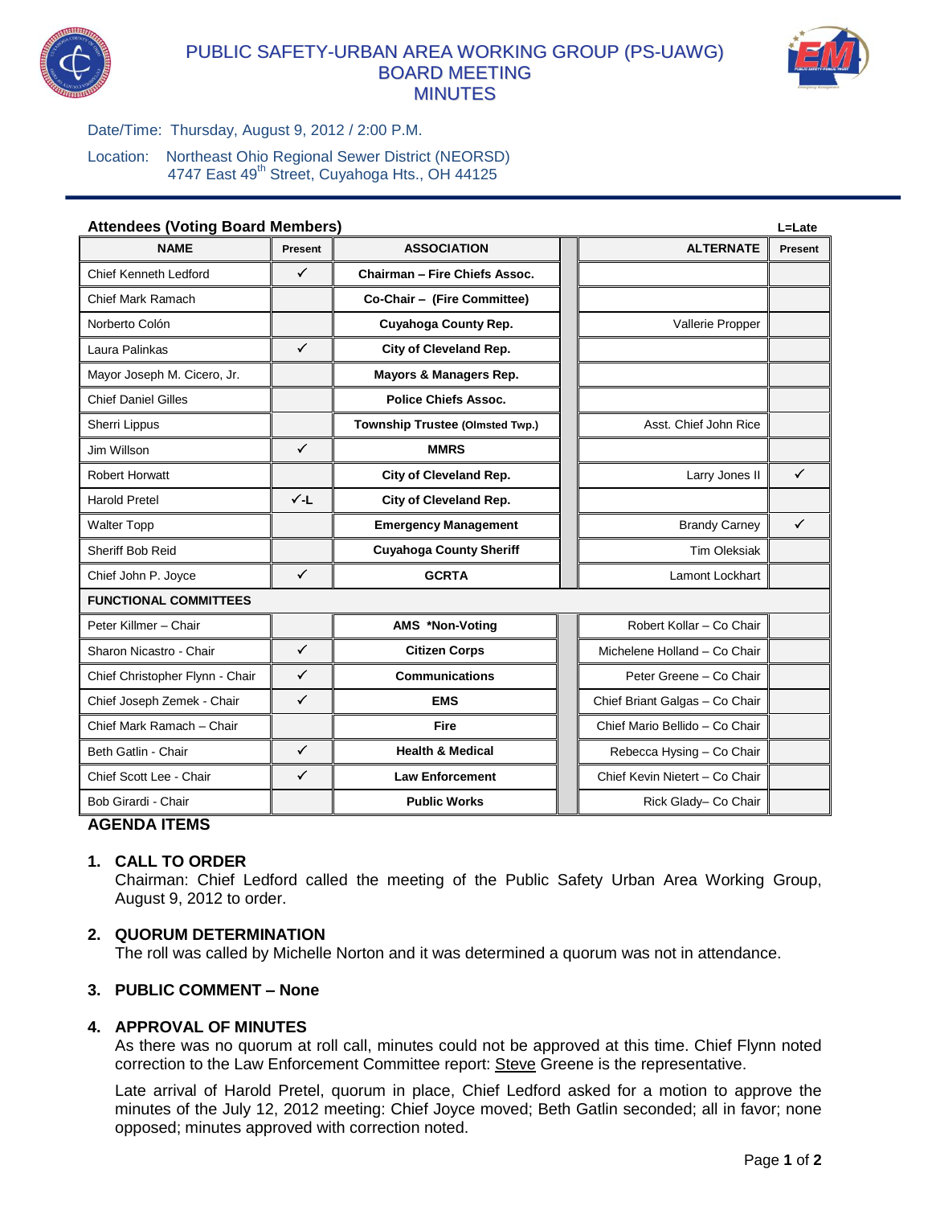# PUBLIC SAFETY-URBAN AREA WORKING GROUP (PS-UAWG) BOARD MEETING MINUTES

Date/Time: Thursday, August 9, 2012 / 2:00 P.M.

Location: Northeast Ohio Regional Sewer District (NEORSD)
4747 East 49th Street, Cuyahoga Hts., OH 44125

**Attendees (Voting Board Members)** L=Late

| NAME | Present | ASSOCIATION | ALTERNATE | Present |
|---|---|---|---|---|
| Chief Kenneth Ledford | ✓ | **Chairman – Fire Chiefs Assoc.** | | |
| Chief Mark Ramach | | **Co-Chair – (Fire Committee)** | | |
| Norberto Colón | | **Cuyahoga County Rep.** | Vallerie Propper | |
| Laura Palinkas | ✓ | **City of Cleveland Rep.** | | |
| Mayor Joseph M. Cicero, Jr. | | **Mayors & Managers Rep.** | | |
| Chief Daniel Gilles | | **Police Chiefs Assoc.** | | |
| Sherri Lippus | | **Township Trustee (Olmsted Twp.)** | Asst. Chief John Rice | |
| Jim Willson | ✓ | **MMRS** | | |
| Robert Horwatt | | **City of Cleveland Rep.** | Larry Jones II | ✓ |
| Harold Pretel | ✓-L | **City of Cleveland Rep.** | | |
| Walter Topp | | **Emergency Management** | Brandy Carney | ✓ |
| Sheriff Bob Reid | | **Cuyahoga County Sheriff** | Tim Oleksiak | |
| Chief John P. Joyce | ✓ | **GCRTA** | Lamont Lockhart | |
| **FUNCTIONAL COMMITTEES** | | | | |
| Peter Killmer – Chair | | **AMS \*Non-Voting** | Robert Kollar – Co Chair | |
| Sharon Nicastro - Chair | ✓ | **Citizen Corps** | Michelene Holland – Co Chair | |
| Chief Christopher Flynn - Chair | ✓ | **Communications** | Peter Greene – Co Chair | |
| Chief Joseph Zemek - Chair | ✓ | **EMS** | Chief Briant Galgas – Co Chair | |
| Chief Mark Ramach – Chair | | **Fire** | Chief Mario Bellido – Co Chair | |
| Beth Gatlin - Chair | ✓ | **Health & Medical** | Rebecca Hysing – Co Chair | |
| Chief Scott Lee - Chair | ✓ | **Law Enforcement** | Chief Kevin Nietert – Co Chair | |
| Bob Girardi - Chair | | **Public Works** | Rick Glady– Co Chair | |

## AGENDA ITEMS

1. **CALL TO ORDER**
   Chairman: Chief Ledford called the meeting of the Public Safety Urban Area Working Group, August 9, 2012 to order.

2. **QUORUM DETERMINATION**
   The roll was called by Michelle Norton and it was determined a quorum was not in attendance.

3. **PUBLIC COMMENT – None**

4. **APPROVAL OF MINUTES**
   As there was no quorum at roll call, minutes could not be approved at this time. Chief Flynn noted correction to the Law Enforcement Committee report: Steve Greene is the representative.

   Late arrival of Harold Pretel, quorum in place, Chief Ledford asked for a motion to approve the minutes of the July 12, 2012 meeting: Chief Joyce moved; Beth Gatlin seconded; all in favor; none opposed; minutes approved with correction noted.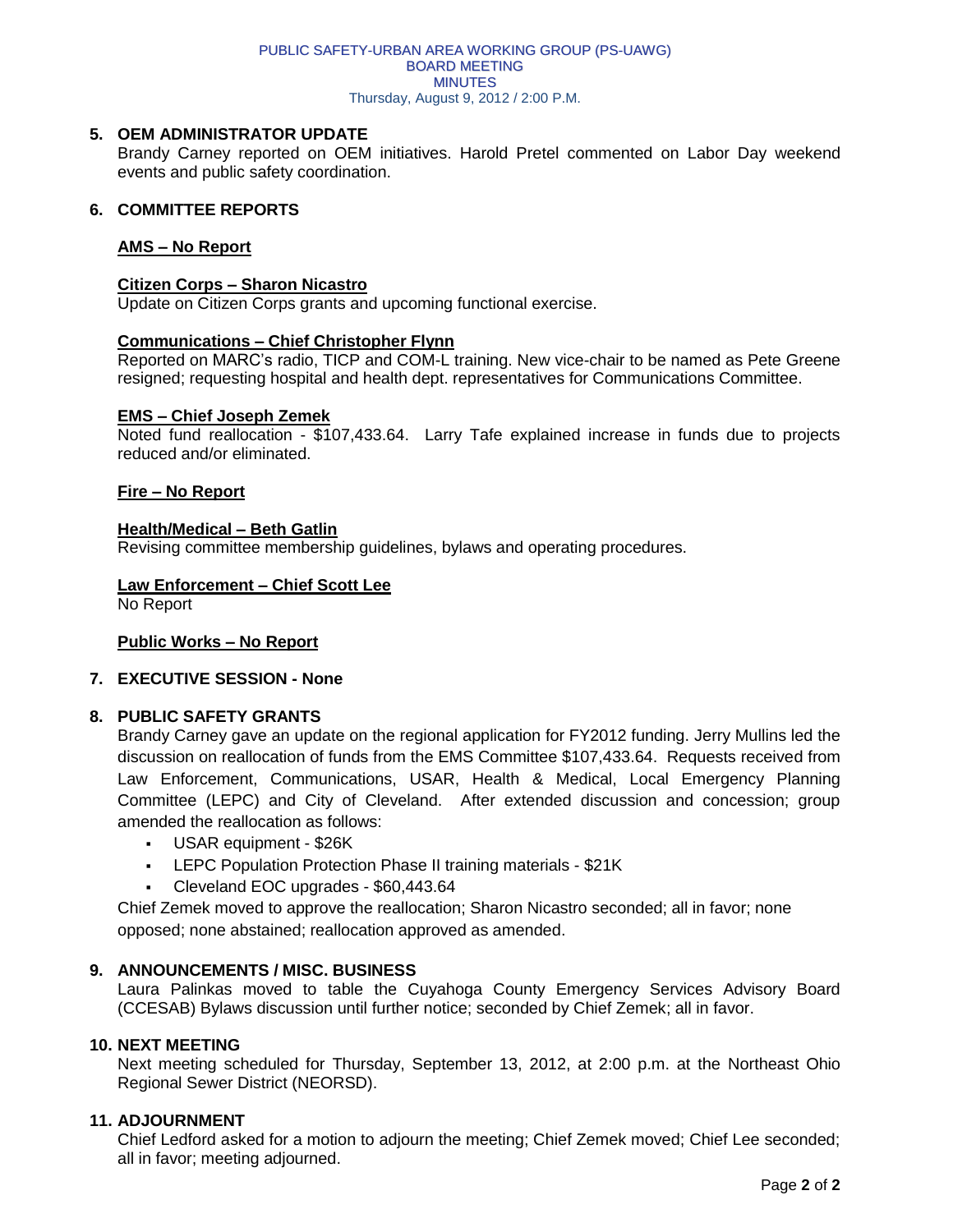PUBLIC SAFETY-URBAN AREA WORKING GROUP (PS-UAWG)
BOARD MEETING
MINUTES
Thursday, August 9, 2012 / 2:00 P.M.

## 5. OEM ADMINISTRATOR UPDATE

Brandy Carney reported on OEM initiatives. Harold Pretel commented on Labor Day weekend events and public safety coordination.

## 6. COMMITTEE REPORTS

**AMS – No Report**

**Citizen Corps – Sharon Nicastro**
Update on Citizen Corps grants and upcoming functional exercise.

**Communications – Chief Christopher Flynn**
Reported on MARC's radio, TICP and COM-L training. New vice-chair to be named as Pete Greene resigned; requesting hospital and health dept. representatives for Communications Committee.

**EMS – Chief Joseph Zemek**
Noted fund reallocation - $107,433.64. Larry Tafe explained increase in funds due to projects reduced and/or eliminated.

**Fire – No Report**

**Health/Medical – Beth Gatlin**
Revising committee membership guidelines, bylaws and operating procedures.

**Law Enforcement – Chief Scott Lee**
No Report

**Public Works – No Report**

## 7. EXECUTIVE SESSION - None

## 8. PUBLIC SAFETY GRANTS

Brandy Carney gave an update on the regional application for FY2012 funding. Jerry Mullins led the discussion on reallocation of funds from the EMS Committee $107,433.64. Requests received from Law Enforcement, Communications, USAR, Health & Medical, Local Emergency Planning Committee (LEPC) and City of Cleveland. After extended discussion and concession; group amended the reallocation as follows:

- USAR equipment - $26K
- LEPC Population Protection Phase II training materials - $21K
- Cleveland EOC upgrades - $60,443.64

Chief Zemek moved to approve the reallocation; Sharon Nicastro seconded; all in favor; none opposed; none abstained; reallocation approved as amended.

## 9. ANNOUNCEMENTS / MISC. BUSINESS

Laura Palinkas moved to table the Cuyahoga County Emergency Services Advisory Board (CCESAB) Bylaws discussion until further notice; seconded by Chief Zemek; all in favor.

## 10. NEXT MEETING

Next meeting scheduled for Thursday, September 13, 2012, at 2:00 p.m. at the Northeast Ohio Regional Sewer District (NEORSD).

## 11. ADJOURNMENT

Chief Ledford asked for a motion to adjourn the meeting; Chief Zemek moved; Chief Lee seconded; all in favor; meeting adjourned.